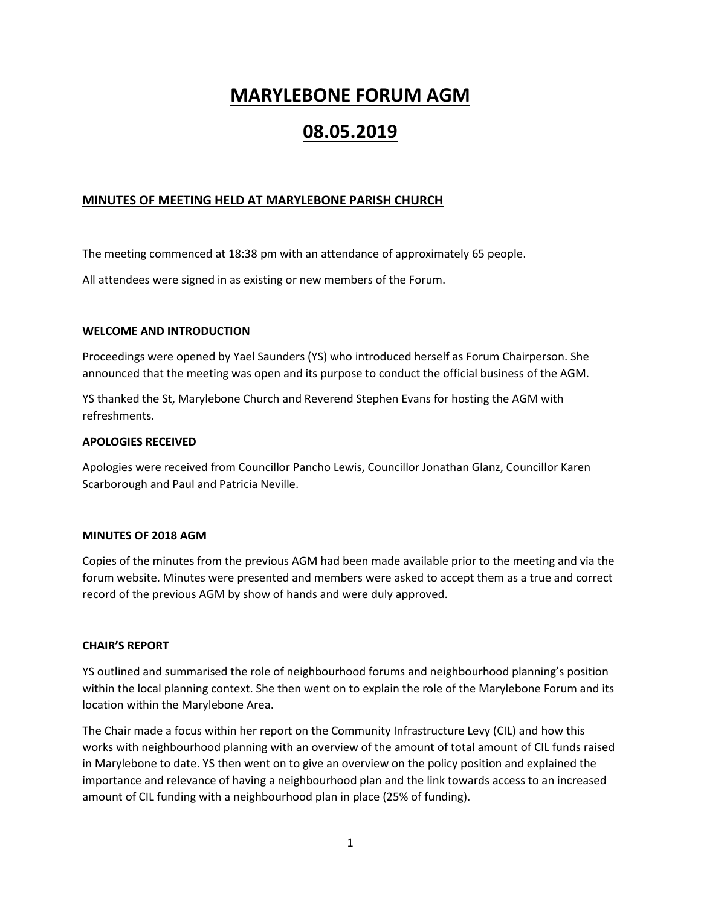# MARYLEBONE FORUM AGM

# 08.05.2019

## MINUTES OF MEETING HELD AT MARYLEBONE PARISH CHURCH

The meeting commenced at 18:38 pm with an attendance of approximately 65 people.

All attendees were signed in as existing or new members of the Forum.

### WELCOME AND INTRODUCTION

Proceedings were opened by Yael Saunders (YS) who introduced herself as Forum Chairperson. She announced that the meeting was open and its purpose to conduct the official business of the AGM.

YS thanked the St, Marylebone Church and Reverend Stephen Evans for hosting the AGM with refreshments.

### APOLOGIES RECEIVED

Apologies were received from Councillor Pancho Lewis, Councillor Jonathan Glanz, Councillor Karen Scarborough and Paul and Patricia Neville.

### MINUTES OF 2018 AGM

Copies of the minutes from the previous AGM had been made available prior to the meeting and via the forum website. Minutes were presented and members were asked to accept them as a true and correct record of the previous AGM by show of hands and were duly approved.

### CHAIR'S REPORT

YS outlined and summarised the role of neighbourhood forums and neighbourhood planning's position within the local planning context. She then went on to explain the role of the Marylebone Forum and its location within the Marylebone Area.

The Chair made a focus within her report on the Community Infrastructure Levy (CIL) and how this works with neighbourhood planning with an overview of the amount of total amount of CIL funds raised in Marylebone to date. YS then went on to give an overview on the policy position and explained the importance and relevance of having a neighbourhood plan and the link towards access to an increased amount of CIL funding with a neighbourhood plan in place (25% of funding).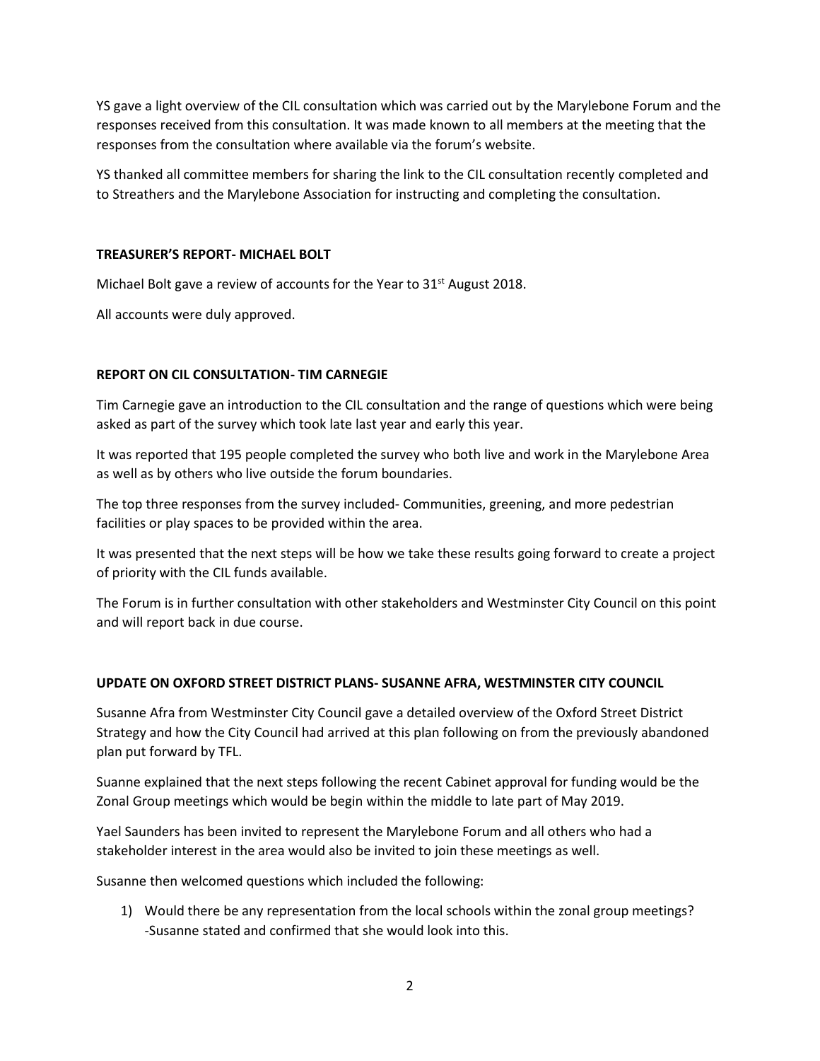YS gave a light overview of the CIL consultation which was carried out by the Marylebone Forum and the responses received from this consultation. It was made known to all members at the meeting that the responses from the consultation where available via the forum's website.

YS thanked all committee members for sharing the link to the CIL consultation recently completed and to Streathers and the Marylebone Association for instructing and completing the consultation.

**TREASURER'S REPORT- MICHAEL BOLT**

Michael Bolt gave a review of accounts for the Year to 31st August 2018.

All accounts were duly approved.

**REPORT ON CIL CONSULTATION- TIM CARNEGIE**

Tim Carnegie gave an introduction to the CIL consultation and the range of questions which were being asked as part of the survey which took late last year and early this year.

It was reported that 195 people completed the survey who both live and work in the Marylebone Area as well as by others who live outside the forum boundaries.

The top three responses from the survey included- Communities, greening, and more pedestrian facilities or play spaces to be provided within the area.

It was presented that the next steps will be how we take these results going forward to create a project of priority with the CIL funds available.

The Forum is in further consultation with other stakeholders and Westminster City Council on this point and will report back in due course.

**UPDATE ON OXFORD STREET DISTRICT PLANS- SUSANNE AFRA, WESTMINSTER CITY COUNCIL**

Susanne Afra from Westminster City Council gave a detailed overview of the Oxford Street District Strategy and how the City Council had arrived at this plan following on from the previously abandoned plan put forward by TFL.

Suanne explained that the next steps following the recent Cabinet approval for funding would be the Zonal Group meetings which would be begin within the middle to late part of May 2019.

Yael Saunders has been invited to represent the Marylebone Forum and all others who had a stakeholder interest in the area would also be invited to join these meetings as well.

Susanne then welcomed questions which included the following:

1) Would there be any representation from the local schools within the zonal group meetings? -Susanne stated and confirmed that she would look into this.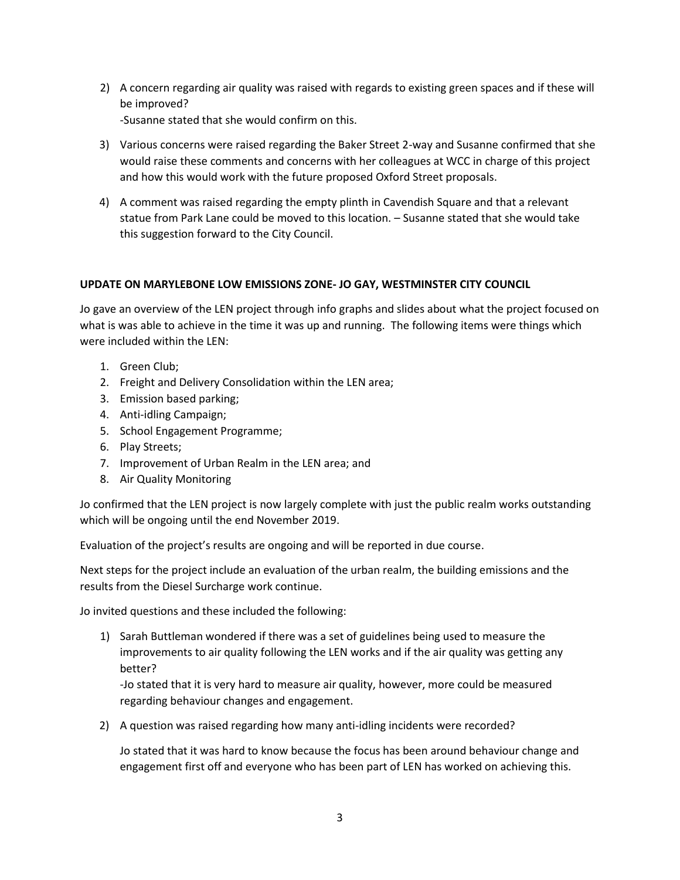2) A concern regarding air quality was raised with regards to existing green spaces and if these will be improved?
   -Susanne stated that she would confirm on this.

3) Various concerns were raised regarding the Baker Street 2-way and Susanne confirmed that she would raise these comments and concerns with her colleagues at WCC in charge of this project and how this would work with the future proposed Oxford Street proposals.

4) A comment was raised regarding the empty plinth in Cavendish Square and that a relevant statue from Park Lane could be moved to this location. – Susanne stated that she would take this suggestion forward to the City Council.

**UPDATE ON MARYLEBONE LOW EMISSIONS ZONE- JO GAY, WESTMINSTER CITY COUNCIL**

Jo gave an overview of the LEN project through info graphs and slides about what the project focused on what is was able to achieve in the time it was up and running. The following items were things which were included within the LEN:

1. Green Club;
2. Freight and Delivery Consolidation within the LEN area;
3. Emission based parking;
4. Anti-idling Campaign;
5. School Engagement Programme;
6. Play Streets;
7. Improvement of Urban Realm in the LEN area; and
8. Air Quality Monitoring

Jo confirmed that the LEN project is now largely complete with just the public realm works outstanding which will be ongoing until the end November 2019.

Evaluation of the project's results are ongoing and will be reported in due course.

Next steps for the project include an evaluation of the urban realm, the building emissions and the results from the Diesel Surcharge work continue.

Jo invited questions and these included the following:

1) Sarah Buttleman wondered if there was a set of guidelines being used to measure the improvements to air quality following the LEN works and if the air quality was getting any better?
   -Jo stated that it is very hard to measure air quality, however, more could be measured regarding behaviour changes and engagement.

2) A question was raised regarding how many anti-idling incidents were recorded?

   Jo stated that it was hard to know because the focus has been around behaviour change and engagement first off and everyone who has been part of LEN has worked on achieving this.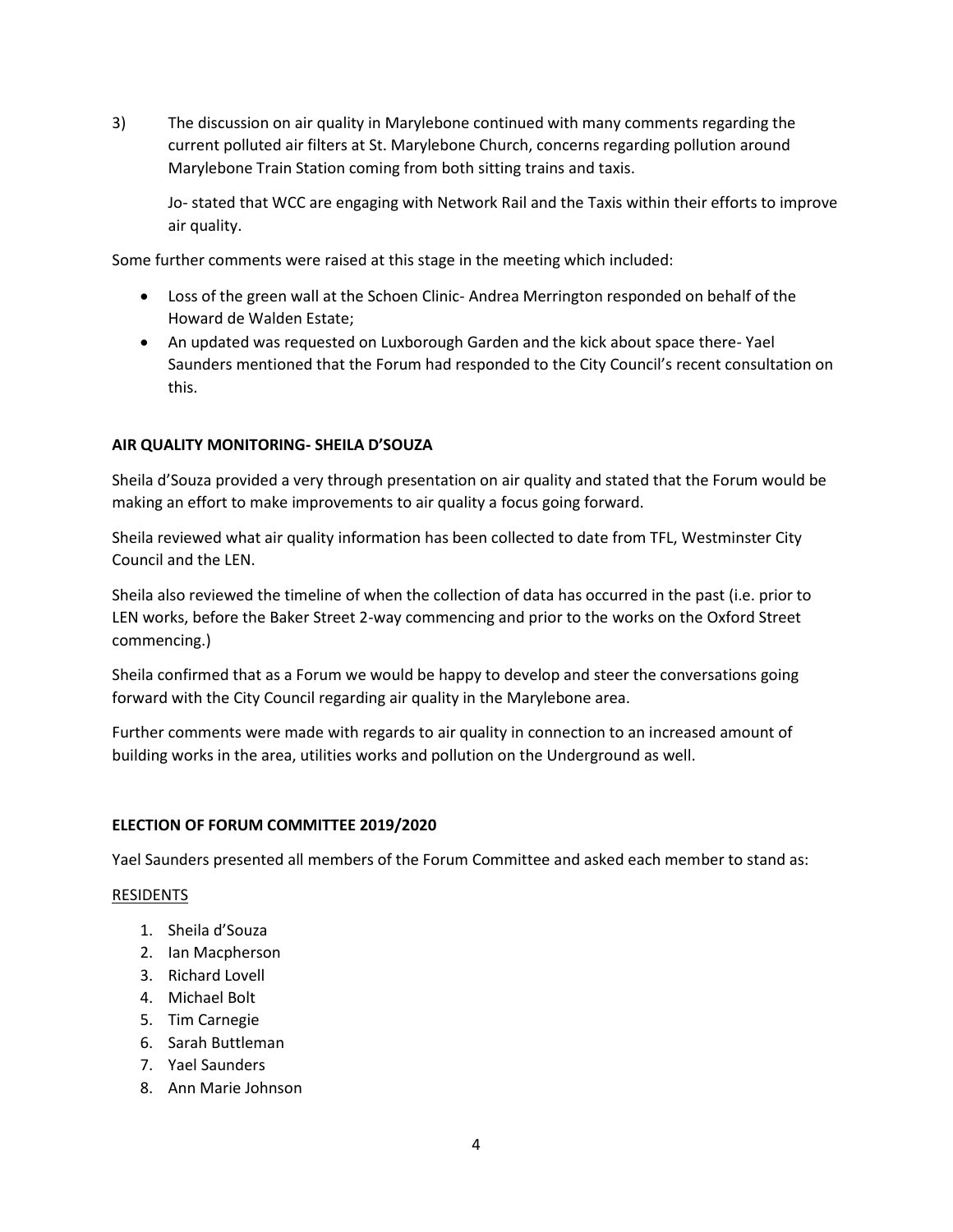3) The discussion on air quality in Marylebone continued with many comments regarding the current polluted air filters at St. Marylebone Church, concerns regarding pollution around Marylebone Train Station coming from both sitting trains and taxis.

   Jo- stated that WCC are engaging with Network Rail and the Taxis within their efforts to improve air quality.

Some further comments were raised at this stage in the meeting which included:

- Loss of the green wall at the Schoen Clinic- Andrea Merrington responded on behalf of the Howard de Walden Estate;
- An updated was requested on Luxborough Garden and the kick about space there- Yael Saunders mentioned that the Forum had responded to the City Council's recent consultation on this.

**AIR QUALITY MONITORING- SHEILA D'SOUZA**

Sheila d'Souza provided a very through presentation on air quality and stated that the Forum would be making an effort to make improvements to air quality a focus going forward.

Sheila reviewed what air quality information has been collected to date from TFL, Westminster City Council and the LEN.

Sheila also reviewed the timeline of when the collection of data has occurred in the past (i.e. prior to LEN works, before the Baker Street 2-way commencing and prior to the works on the Oxford Street commencing.)

Sheila confirmed that as a Forum we would be happy to develop and steer the conversations going forward with the City Council regarding air quality in the Marylebone area.

Further comments were made with regards to air quality in connection to an increased amount of building works in the area, utilities works and pollution on the Underground as well.

**ELECTION OF FORUM COMMITTEE 2019/2020**

Yael Saunders presented all members of the Forum Committee and asked each member to stand as:

<u>RESIDENTS</u>

1. Sheila d'Souza
2. Ian Macpherson
3. Richard Lovell
4. Michael Bolt
5. Tim Carnegie
6. Sarah Buttleman
7. Yael Saunders
8. Ann Marie Johnson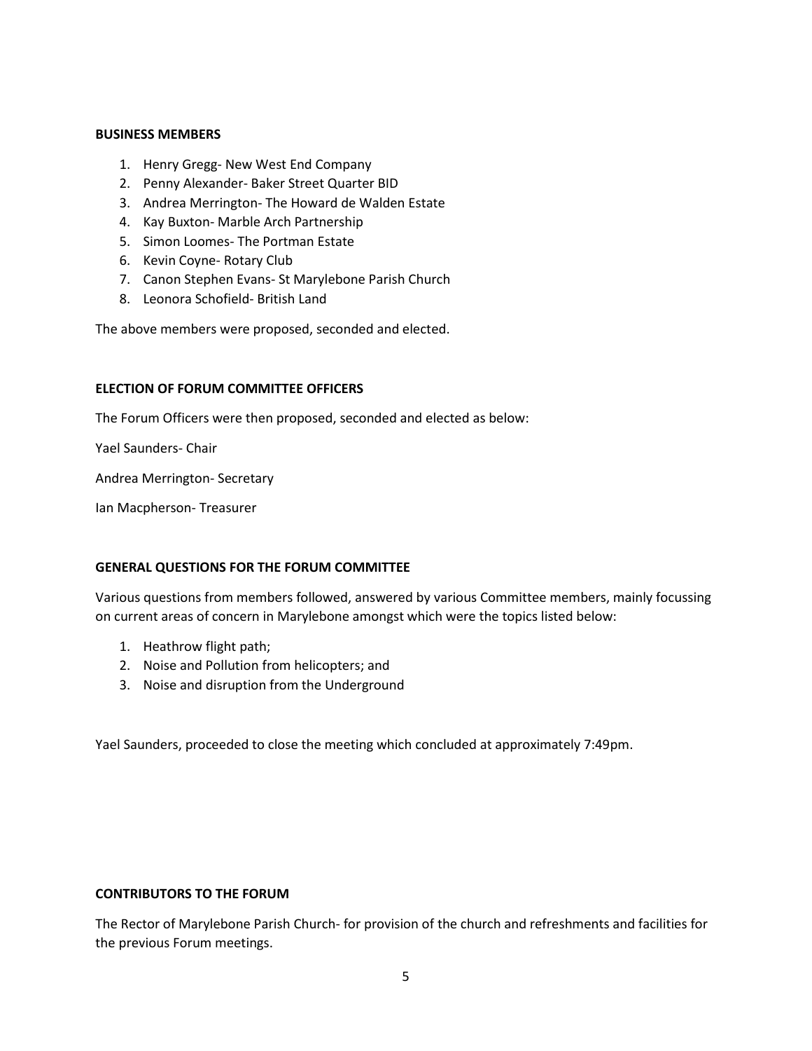**BUSINESS MEMBERS**

1. Henry Gregg- New West End Company
2. Penny Alexander- Baker Street Quarter BID
3. Andrea Merrington- The Howard de Walden Estate
4. Kay Buxton- Marble Arch Partnership
5. Simon Loomes- The Portman Estate
6. Kevin Coyne- Rotary Club
7. Canon Stephen Evans- St Marylebone Parish Church
8. Leonora Schofield- British Land

The above members were proposed, seconded and elected.

**ELECTION OF FORUM COMMITTEE OFFICERS**

The Forum Officers were then proposed, seconded and elected as below:

Yael Saunders- Chair

Andrea Merrington- Secretary

Ian Macpherson- Treasurer

**GENERAL QUESTIONS FOR THE FORUM COMMITTEE**

Various questions from members followed, answered by various Committee members, mainly focussing on current areas of concern in Marylebone amongst which were the topics listed below:

1. Heathrow flight path;
2. Noise and Pollution from helicopters; and
3. Noise and disruption from the Underground

Yael Saunders, proceeded to close the meeting which concluded at approximately 7:49pm.

**CONTRIBUTORS TO THE FORUM**

The Rector of Marylebone Parish Church- for provision of the church and refreshments and facilities for the previous Forum meetings.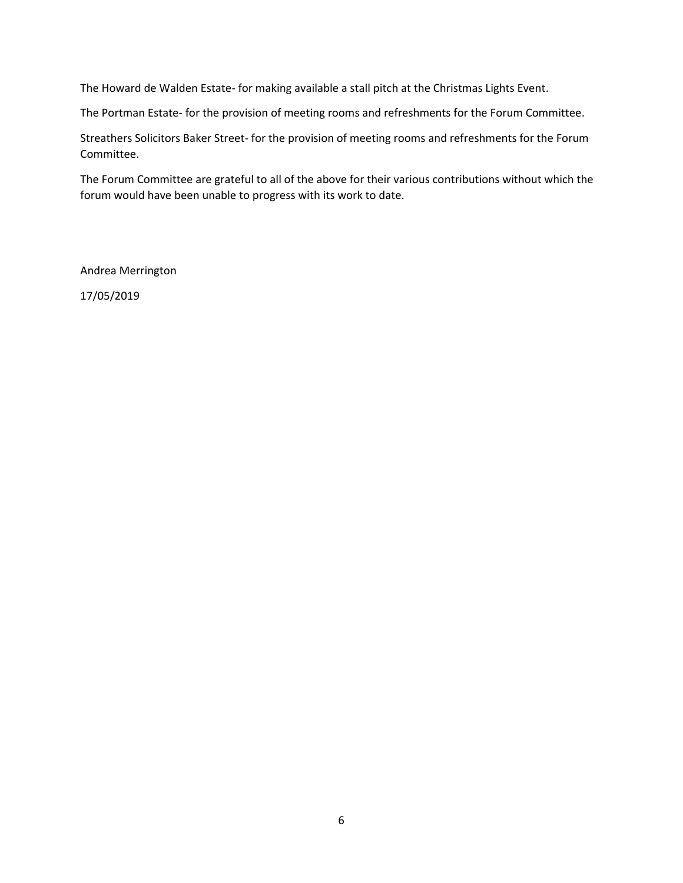The Howard de Walden Estate- for making available a stall pitch at the Christmas Lights Event.

The Portman Estate- for the provision of meeting rooms and refreshments for the Forum Committee.

Streathers Solicitors Baker Street- for the provision of meeting rooms and refreshments for the Forum Committee.

The Forum Committee are grateful to all of the above for their various contributions without which the forum would have been unable to progress with its work to date.

Andrea Merrington

17/05/2019